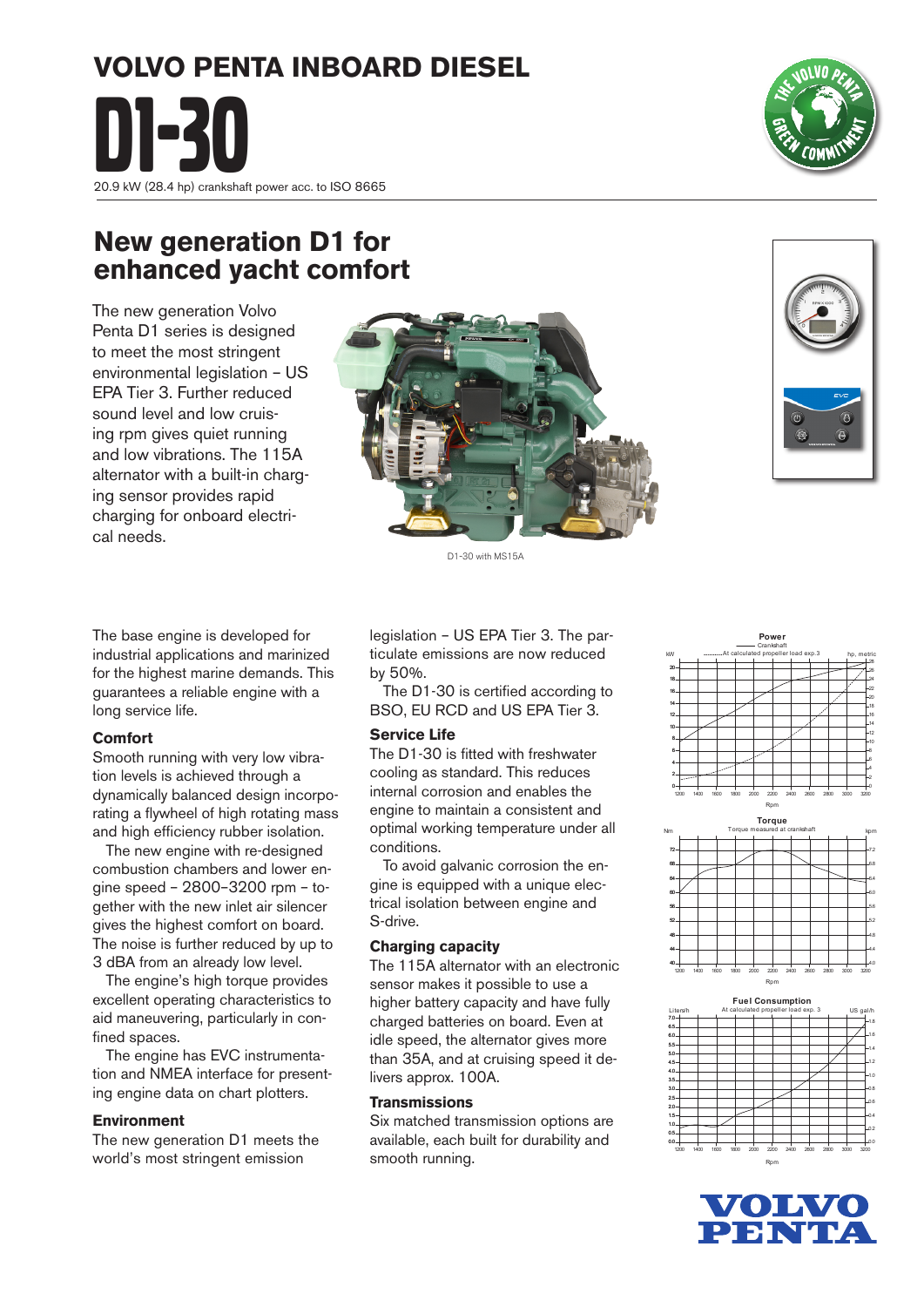# VOLVO PENTA INBOARD DIESEL

# D1-30

20.9 kW (28.4 hp) crankshaft power acc. to ISO 8665

## New generation D1 for enhanced yacht comfort

The new generation Volvo Penta D1 series is designed to meet the most stringent environmental legislation – US EPA Tier 3. Further reduced sound level and low cruising rpm gives quiet running and low vibrations. The 115A alternator with a built-in charging sensor provides rapid charging for onboard electrical needs.

D1-30 with MS15A

The base engine is developed for industrial applications and marinized for the highest marine demands. This guarantees a reliable engine with a long service life.

### Comfort

Smooth running with very low vibration levels is achieved through a dynamically balanced design incorporating a flywheel of high rotating mass and high efficiency rubber isolation.

The new engine with re-designed combustion chambers and lower engine speed – 2800–3200 rpm – together with the new inlet air silencer gives the highest comfort on board. The noise is further reduced by up to 3 dBA from an already low level.

The engine's high torque provides excellent operating characteristics to aid maneuvering, particularly in confined spaces.

The engine has EVC instrumentation and NMEA interface for presenting engine data on chart plotters.

### Environment

The new generation D1 meets the world's most stringent emission legislation – US EPA Tier 3. The particulate emissions are now reduced by 50%.

The D1-30 is certified according to BSO, EU RCD and US EPA Tier 3.

### Service Life

The D1-30 is fitted with freshwater cooling as standard. This reduces internal corrosion and enables the engine to maintain a consistent and optimal working temperature under all conditions.

To avoid galvanic corrosion the engine is equipped with a unique electrical isolation between engine and S-drive.

### Charging capacity

The 115A alternator with an electronic sensor makes it possible to use a higher battery capacity and have fully charged batteries on board. Even at idle speed, the alternator gives more than 35A, and at cruising speed it delivers approx. 100A.

### Transmissions

Six matched transmission options are available, each built for durability and smooth running.

**Power** — Crankshaft; At calculated propeller load exp. 3 (kW / hp, metric vs Rpm)

**Torque** — Torque measured at crankshaft (Nm / kpm vs Rpm)

**Fuel Consumption** — At calculated propeller load exp. 3 (Liters/h / US gal/h vs Rpm)

VOLVO PENTA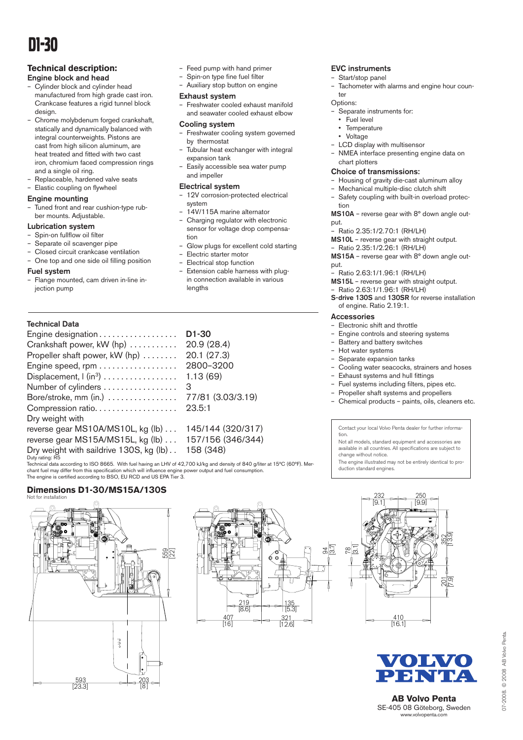# D1-30

## Technical description:

### Engine block and head

- Cylinder block and cylinder head manufactured from high grade cast iron. Crankcase features a rigid tunnel block design.
- Chrome molybdenum forged crankshaft, statically and dynamically balanced with integral counterweights. Pistons are cast from high silicon aluminum, are heat treated and fitted with two cast iron, chromium faced compression rings and a single oil ring.
- Replaceable, hardened valve seats
- Elastic coupling on flywheel

### Engine mounting

- Tuned front and rear cushion-type rubber mounts. Adjustable.

### Lubrication system

- Spin-on fullflow oil filter
- Separate oil scavenger pipe
- Closed circuit crankcase ventilation
- One top and one side oil filling position

### Fuel system

- Flange mounted, cam driven in-line injection pump
- Feed pump with hand primer
- Spin-on type fine fuel filter
- Auxiliary stop button on engine

### Exhaust system

- Freshwater cooled exhaust manifold and seawater cooled exhaust elbow

### Cooling system

- Freshwater cooling system governed by thermostat
- Tubular heat exchanger with integral expansion tank
- Easily accessible sea water pump and impeller

### Electrical system

- 12V corrosion-protected electrical system
- 14V/115A marine alternator
- Charging regulator with electronic sensor for voltage drop compensation
- Glow plugs for excellent cold starting
- Electric starter motor
- Electrical stop function
- Extension cable harness with plug-in connection available in various lengths

### EVC instruments

- Start/stop panel
- Tachometer with alarms and engine hour counter

Options:

- Separate instruments for:
  - Fuel level
  - Temperature
  - Voltage
- LCD display with multisensor
- NMEA interface presenting engine data on chart plotters

### Choice of transmissions:

- Housing of gravity die-cast aluminum alloy
- Mechanical multiple-disc clutch shift
- Safety coupling with built-in overload protection

**MS10A** – reverse gear with 8° down angle output.
- Ratio 2.35:1/2.70:1 (RH/LH)

**MS10L** – reverse gear with straight output.
- Ratio 2.35:1/2.26:1 (RH/LH)

**MS15A** – reverse gear with 8° down angle output.
- Ratio 2.63:1/1.96:1 (RH/LH)

**MS15L** – reverse gear with straight output.
- Ratio 2.63:1/1.96:1 (RH/LH)

**S-drive 130S** and **130SR** for reverse installation of engine. Ratio 2.19:1.

### Accessories

- Electronic shift and throttle
- Engine controls and steering systems
- Battery and battery switches
- Hot water systems
- Separate expansion tanks
- Cooling water seacocks, strainers and hoses
- Exhaust systems and hull fittings
- Fuel systems including filters, pipes etc.
- Propeller shaft systems and propellers
- Chemical products – paints, oils, cleaners etc.

### Technical Data

| | |
|---|---|
| Engine designation | **D1-30** |
| Crankshaft power, kW (hp) | 20.9 (28.4) |
| Propeller shaft power, kW (hp) | 20.1 (27.3) |
| Engine speed, rpm | 2800–3200 |
| Displacement, l (in³) | 1.13 (69) |
| Number of cylinders | 3 |
| Bore/stroke, mm (in.) | 77/81 (3.03/3.19) |
| Compression ratio | 23.5:1 |
| Dry weight with | |
| reverse gear MS10A/MS10L, kg (lb) | 145/144 (320/317) |
| reverse gear MS15A/MS15L, kg (lb) | 157/156 (346/344) |
| Dry weight with saildrive 130S, kg (lb) | 158 (348) |

Duty rating: R5

Technical data according to ISO 8665. With fuel having an LHV of 42,700 kJ/kg and density of 840 g/liter at 15°C (60°F). Merchant fuel may differ from this specification which will influence engine power output and fuel consumption.
The engine is certified according to BSO, EU RCD and US EPA Tier 3.

Contact your local Volvo Penta dealer for further information.

Not all models, standard equipment and accessories are available in all countries. All specifications are subject to change without notice.

The engine illustrated may not be entirely identical to production standard engines.

## Dimensions D1-30/MS15A/130S

Not for installation

559 [22]
593 [23.3]
203 [8]
94 [3.7]
78 [3.1]
219 [8.6]
135 [5.3]
407 [16]
321 [12.6]
232 [9.1]
250 [9.9]
352 [13.9]
201 [7.9]
410 [16.1]

**AB Volvo Penta**
SE-405 08 Göteborg, Sweden
www.volvopenta.com

07-2008. © 2008 AB Volvo Penta.